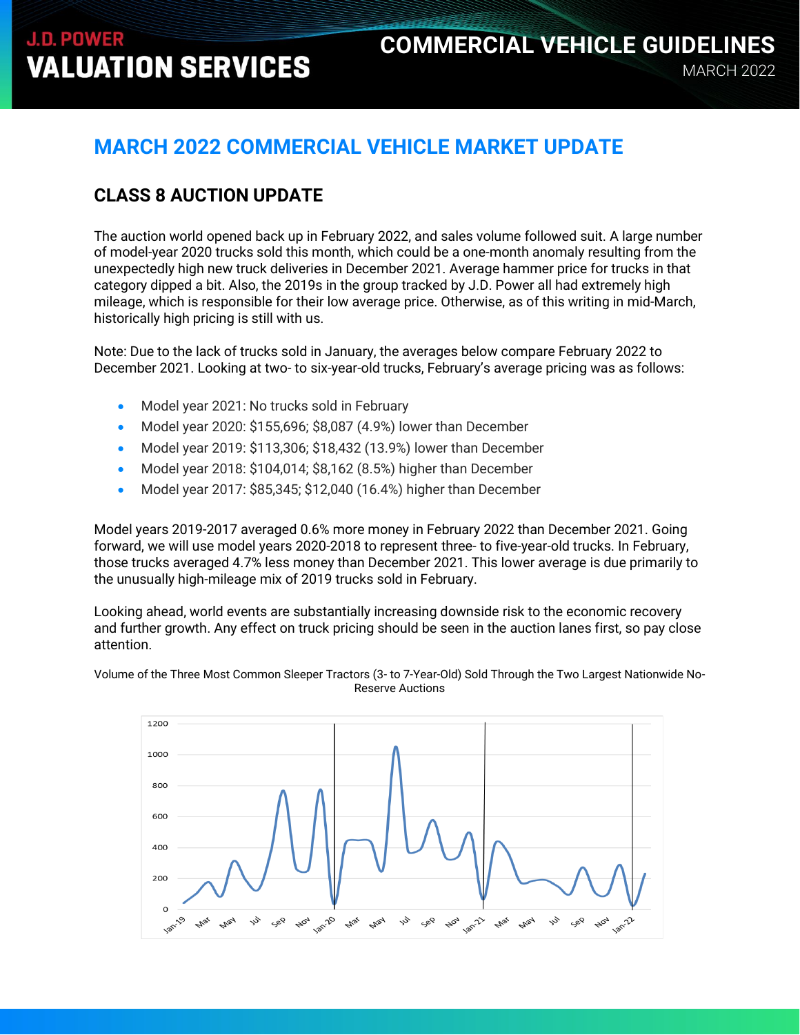# MARCH 2022 COMMERCIAL VEHICLE MARKET UPDATE

## CLASS 8 AUCTION UPDATE

The auction world opened back up in February 2022, and sales volume followed suit. A large number of model-year 2020 trucks sold this month, which could be a one-month anomaly resulting from the unexpectedly high new truck deliveries in December 2021. Average hammer price for trucks in that category dipped a bit. Also, the 2019s in the group tracked by J.D. Power all had extremely high mileage, which is responsible for their low average price. Otherwise, as of this writing in mid-March, historically high pricing is still with us.

Note: Due to the lack of trucks sold in January, the averages below compare February 2022 to December 2021. Looking at two- to six-year-old trucks, February's average pricing was as follows:

- Model year 2021: No trucks sold in February
- Model year 2020: $155,696; $8,087 (4.9%) lower than December
- Model year 2019: $113,306; $18,432 (13.9%) lower than December
- Model year 2018: $104,014; $8,162 (8.5%) higher than December
- Model year 2017: $85,345; $12,040 (16.4%) higher than December

Model years 2019-2017 averaged 0.6% more money in February 2022 than December 2021. Going forward, we will use model years 2020-2018 to represent three- to five-year-old trucks. In February, those trucks averaged 4.7% less money than December 2021. This lower average is due primarily to the unusually high-mileage mix of 2019 trucks sold in February.

Looking ahead, world events are substantially increasing downside risk to the economic recovery and further growth. Any effect on truck pricing should be seen in the auction lanes first, so pay close attention.

Volume of the Three Most Common Sleeper Tractors (3- to 7-Year-Old) Sold Through the Two Largest Nationwide No-Reserve Auctions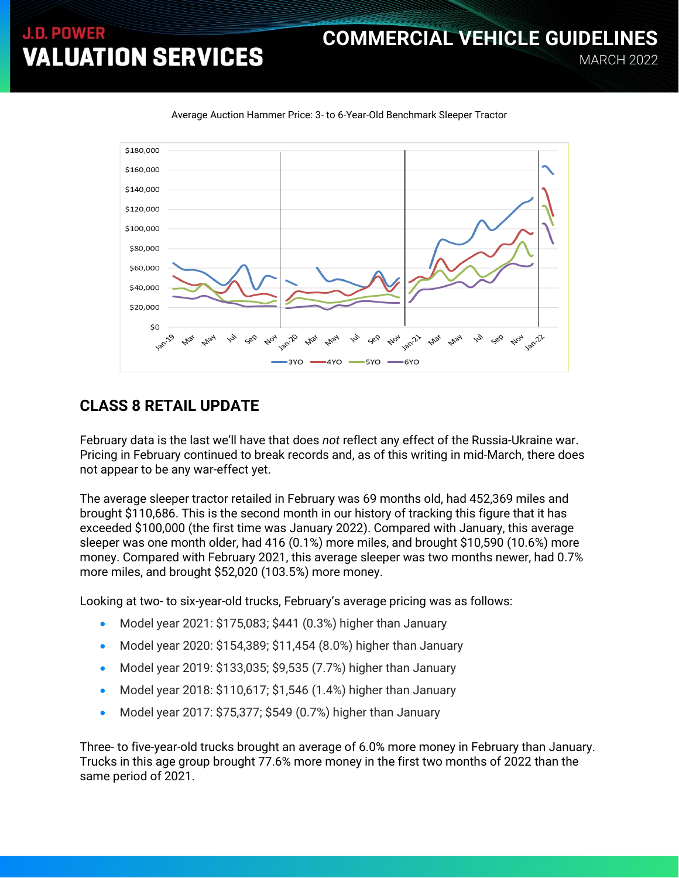Average Auction Hammer Price: 3- to 6-Year-Old Benchmark Sleeper Tractor

## CLASS 8 RETAIL UPDATE

February data is the last we'll have that does *not* reflect any effect of the Russia-Ukraine war. Pricing in February continued to break records and, as of this writing in mid-March, there does not appear to be any war-effect yet.

The average sleeper tractor retailed in February was 69 months old, had 452,369 miles and brought $110,686. This is the second month in our history of tracking this figure that it has exceeded $100,000 (the first time was January 2022). Compared with January, this average sleeper was one month older, had 416 (0.1%) more miles, and brought $10,590 (10.6%) more money. Compared with February 2021, this average sleeper was two months newer, had 0.7% more miles, and brought $52,020 (103.5%) more money.

Looking at two- to six-year-old trucks, February's average pricing was as follows:

- Model year 2021: $175,083; $441 (0.3%) higher than January
- Model year 2020: $154,389; $11,454 (8.0%) higher than January
- Model year 2019: $133,035; $9,535 (7.7%) higher than January
- Model year 2018: $110,617; $1,546 (1.4%) higher than January
- Model year 2017: $75,377; $549 (0.7%) higher than January

Three- to five-year-old trucks brought an average of 6.0% more money in February than January. Trucks in this age group brought 77.6% more money in the first two months of 2022 than the same period of 2021.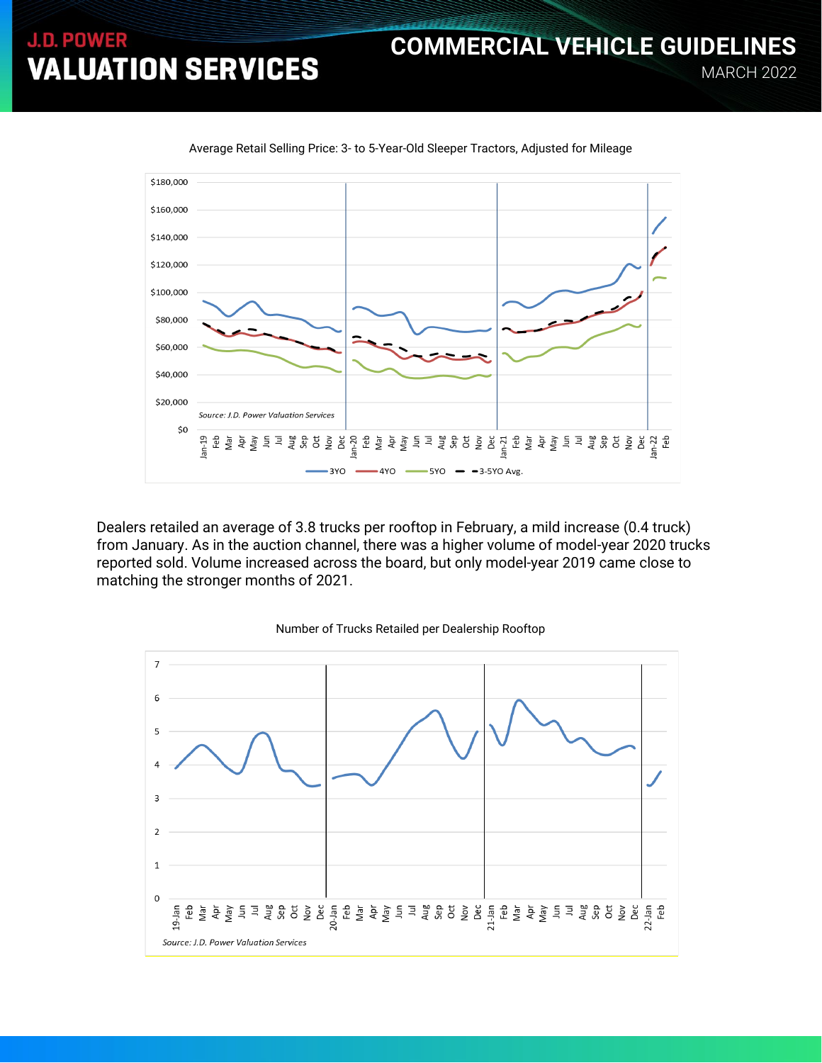Average Retail Selling Price: 3- to 5-Year-Old Sleeper Tractors, Adjusted for Mileage

Source: J.D. Power Valuation Services

Dealers retailed an average of 3.8 trucks per rooftop in February, a mild increase (0.4 truck) from January. As in the auction channel, there was a higher volume of model-year 2020 trucks reported sold. Volume increased across the board, but only model-year 2019 came close to matching the stronger months of 2021.

Number of Trucks Retailed per Dealership Rooftop

Source: J.D. Power Valuation Services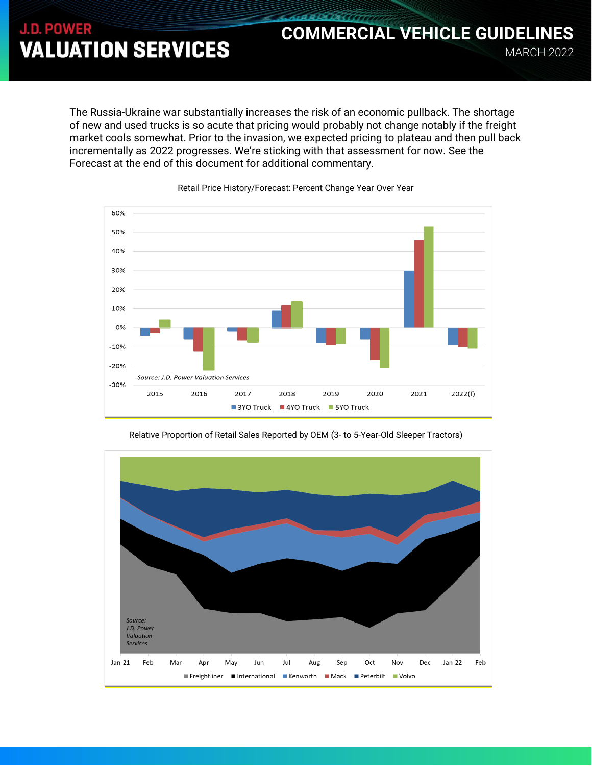The Russia-Ukraine war substantially increases the risk of an economic pullback. The shortage of new and used trucks is so acute that pricing would probably not change notably if the freight market cools somewhat. Prior to the invasion, we expected pricing to plateau and then pull back incrementally as 2022 progresses. We're sticking with that assessment for now. See the Forecast at the end of this document for additional commentary.

Retail Price History/Forecast: Percent Change Year Over Year

Relative Proportion of Retail Sales Reported by OEM (3- to 5-Year-Old Sleeper Tractors)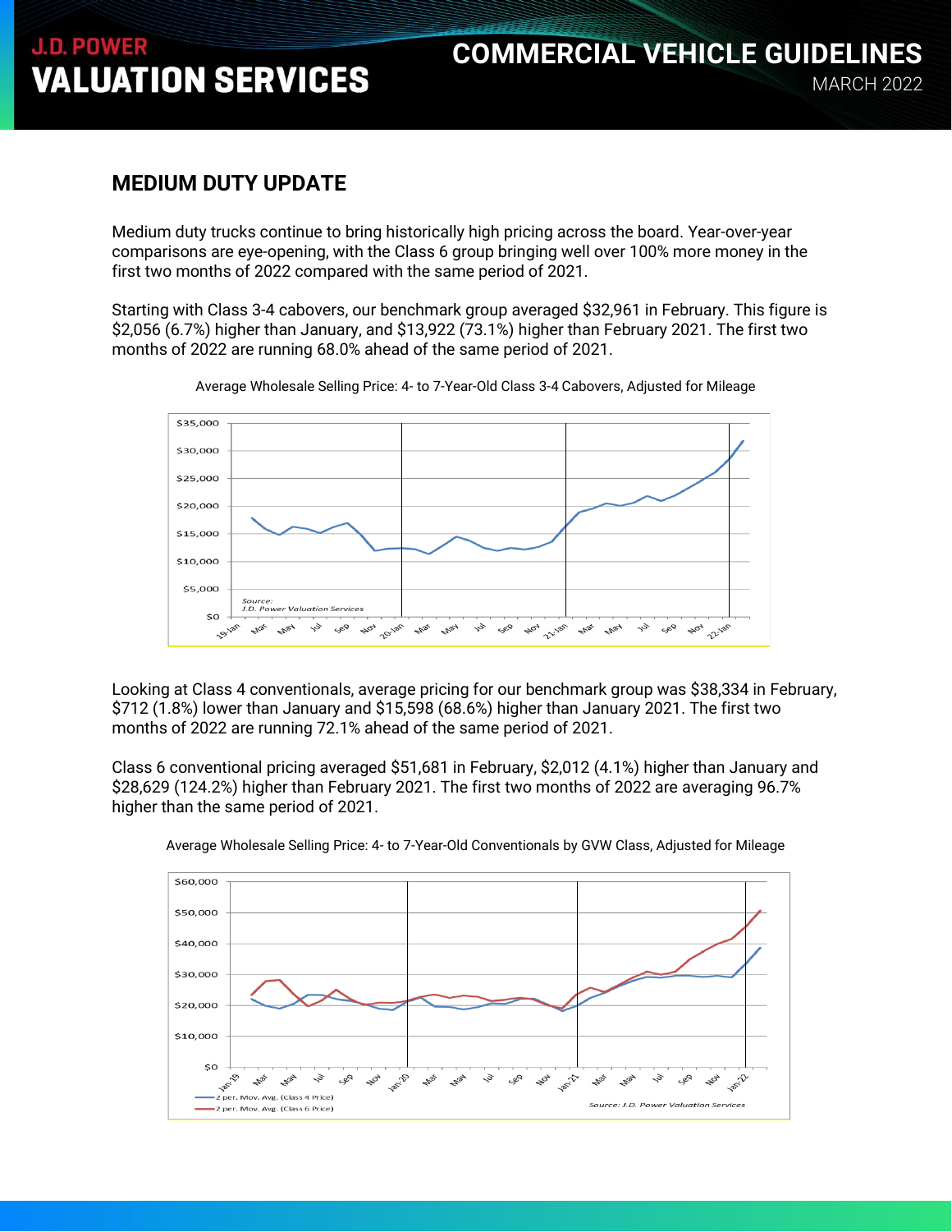## MEDIUM DUTY UPDATE

Medium duty trucks continue to bring historically high pricing across the board. Year-over-year comparisons are eye-opening, with the Class 6 group bringing well over 100% more money in the first two months of 2022 compared with the same period of 2021.

Starting with Class 3-4 cabovers, our benchmark group averaged $32,961 in February. This figure is $2,056 (6.7%) higher than January, and $13,922 (73.1%) higher than February 2021. The first two months of 2022 are running 68.0% ahead of the same period of 2021.

Average Wholesale Selling Price: 4- to 7-Year-Old Class 3-4 Cabovers, Adjusted for Mileage

Looking at Class 4 conventionals, average pricing for our benchmark group was $38,334 in February, $712 (1.8%) lower than January and $15,598 (68.6%) higher than January 2021. The first two months of 2022 are running 72.1% ahead of the same period of 2021.

Class 6 conventional pricing averaged $51,681 in February, $2,012 (4.1%) higher than January and $28,629 (124.2%) higher than February 2021. The first two months of 2022 are averaging 96.7% higher than the same period of 2021.

Average Wholesale Selling Price: 4- to 7-Year-Old Conventionals by GVW Class, Adjusted for Mileage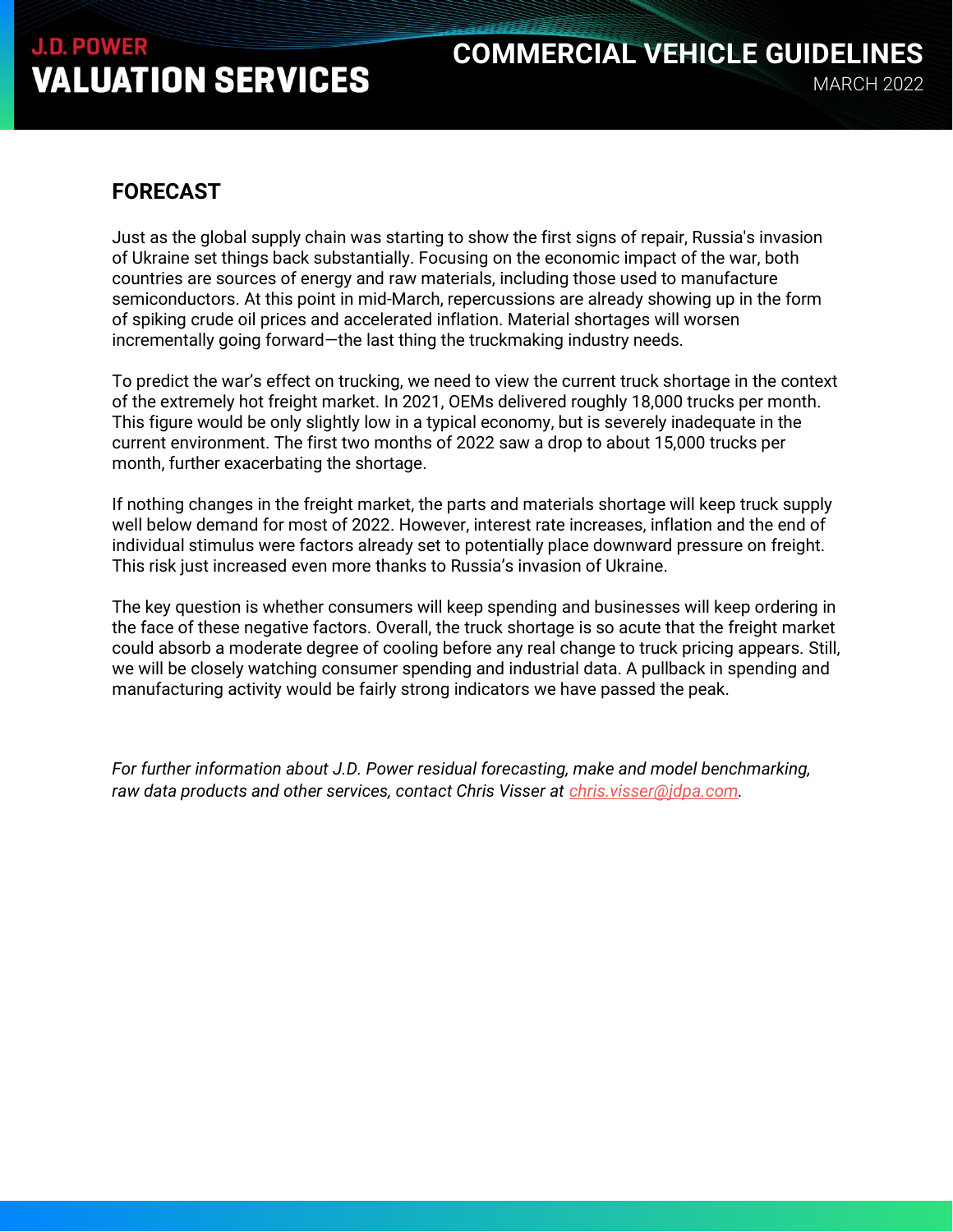## FORECAST

Just as the global supply chain was starting to show the first signs of repair, Russia's invasion of Ukraine set things back substantially. Focusing on the economic impact of the war, both countries are sources of energy and raw materials, including those used to manufacture semiconductors. At this point in mid-March, repercussions are already showing up in the form of spiking crude oil prices and accelerated inflation. Material shortages will worsen incrementally going forward—the last thing the truckmaking industry needs.

To predict the war's effect on trucking, we need to view the current truck shortage in the context of the extremely hot freight market. In 2021, OEMs delivered roughly 18,000 trucks per month. This figure would be only slightly low in a typical economy, but is severely inadequate in the current environment. The first two months of 2022 saw a drop to about 15,000 trucks per month, further exacerbating the shortage.

If nothing changes in the freight market, the parts and materials shortage will keep truck supply well below demand for most of 2022. However, interest rate increases, inflation and the end of individual stimulus were factors already set to potentially place downward pressure on freight. This risk just increased even more thanks to Russia's invasion of Ukraine.

The key question is whether consumers will keep spending and businesses will keep ordering in the face of these negative factors. Overall, the truck shortage is so acute that the freight market could absorb a moderate degree of cooling before any real change to truck pricing appears. Still, we will be closely watching consumer spending and industrial data. A pullback in spending and manufacturing activity would be fairly strong indicators we have passed the peak.

*For further information about J.D. Power residual forecasting, make and model benchmarking, raw data products and other services, contact Chris Visser at chris.visser@jdpa.com.*